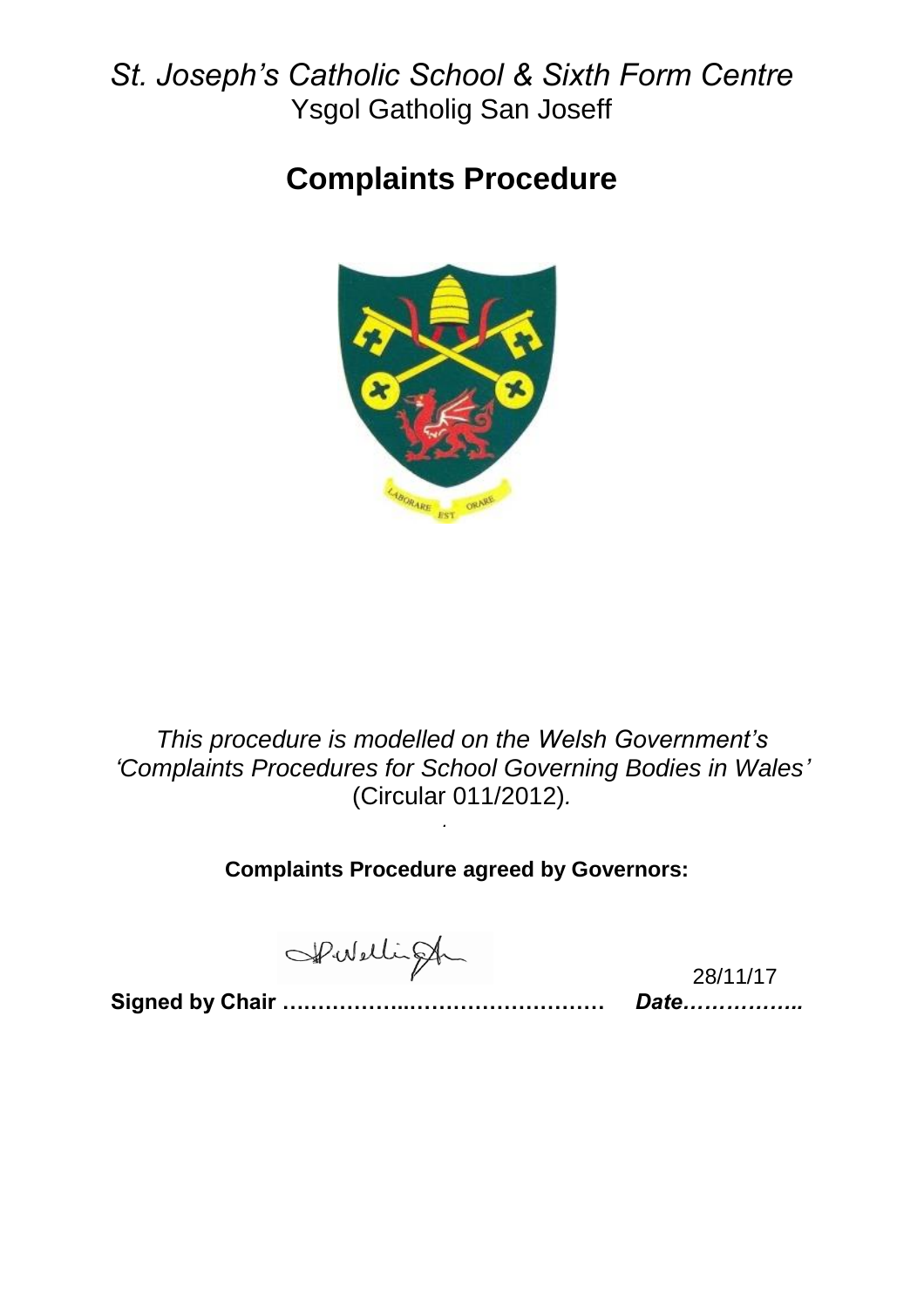*St. Joseph's Catholic School & Sixth Form Centre*

Ysgol Gatholig San Joseff

# Complaints Procedure

*This procedure is modelled on the Welsh Government's 'Complaints Procedures for School Governing Bodies in Wales'* (Circular 011/2012)*.*

**Complaints Procedure agreed by Governors:**

**Signed by Chair ………………………………………** *Date……………..* 28/11/17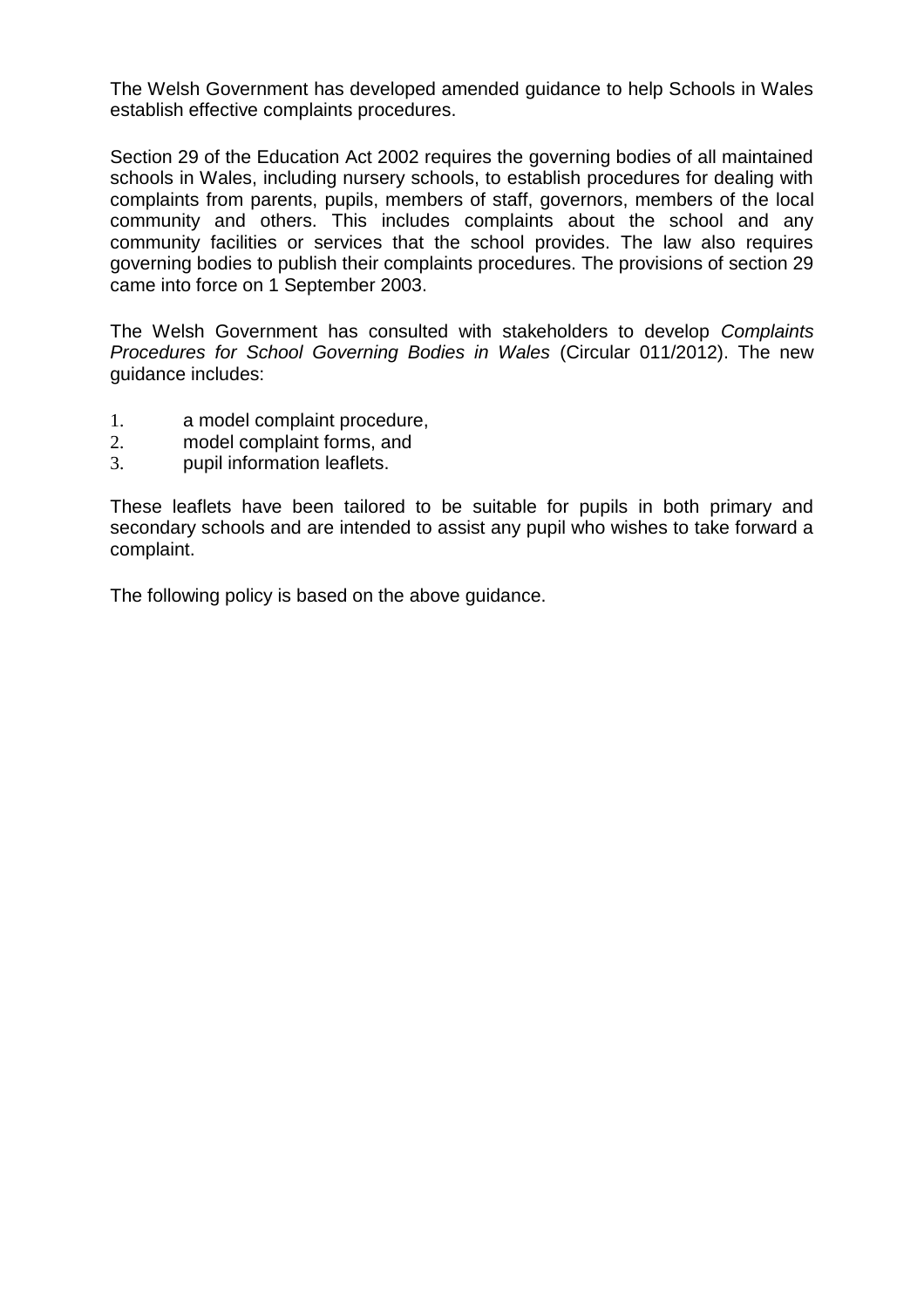The Welsh Government has developed amended guidance to help Schools in Wales establish effective complaints procedures.

Section 29 of the Education Act 2002 requires the governing bodies of all maintained schools in Wales, including nursery schools, to establish procedures for dealing with complaints from parents, pupils, members of staff, governors, members of the local community and others. This includes complaints about the school and any community facilities or services that the school provides. The law also requires governing bodies to publish their complaints procedures. The provisions of section 29 came into force on 1 September 2003.

The Welsh Government has consulted with stakeholders to develop *Complaints Procedures for School Governing Bodies in Wales* (Circular 011/2012). The new guidance includes:

1. a model complaint procedure,
2. model complaint forms, and
3. pupil information leaflets.

These leaflets have been tailored to be suitable for pupils in both primary and secondary schools and are intended to assist any pupil who wishes to take forward a complaint.

The following policy is based on the above guidance.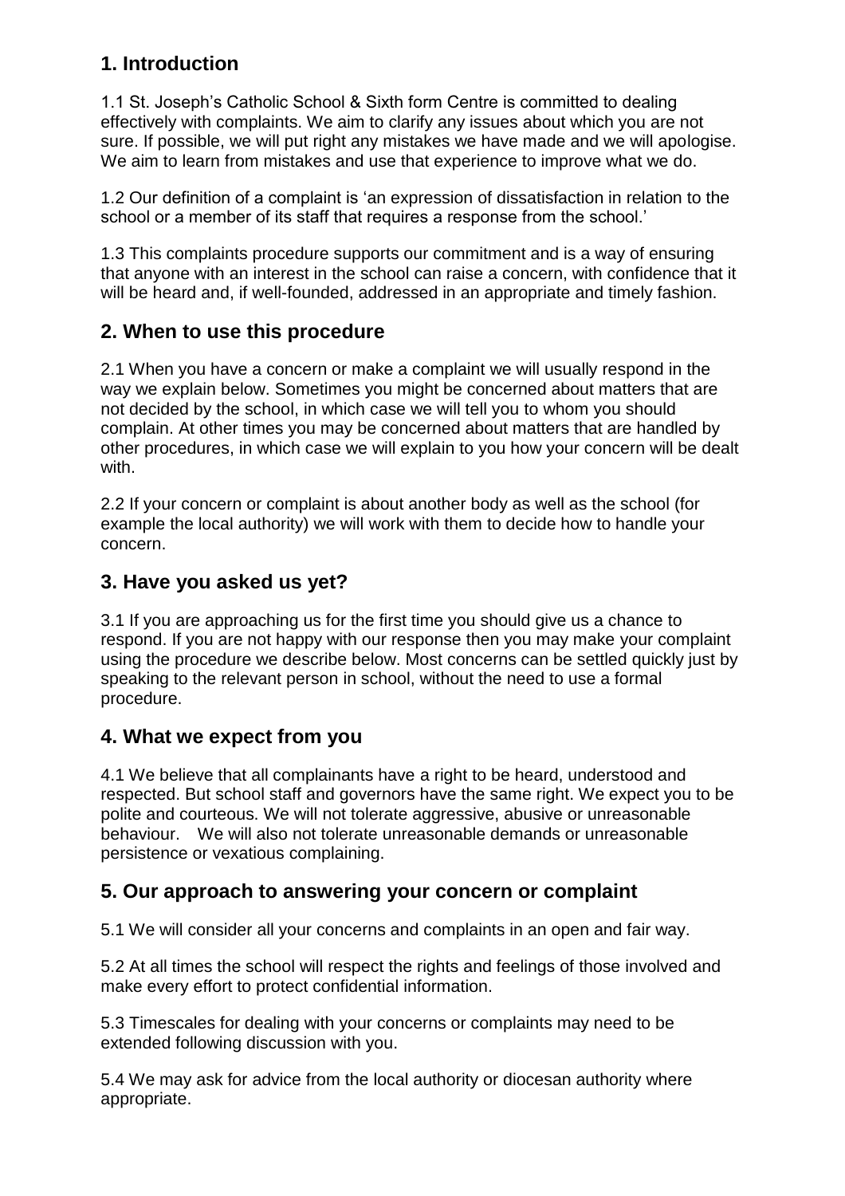## 1. Introduction

1.1 St. Joseph's Catholic School & Sixth form Centre is committed to dealing effectively with complaints. We aim to clarify any issues about which you are not sure. If possible, we will put right any mistakes we have made and we will apologise. We aim to learn from mistakes and use that experience to improve what we do.

1.2 Our definition of a complaint is 'an expression of dissatisfaction in relation to the school or a member of its staff that requires a response from the school.'

1.3 This complaints procedure supports our commitment and is a way of ensuring that anyone with an interest in the school can raise a concern, with confidence that it will be heard and, if well-founded, addressed in an appropriate and timely fashion.

## 2. When to use this procedure

2.1 When you have a concern or make a complaint we will usually respond in the way we explain below. Sometimes you might be concerned about matters that are not decided by the school, in which case we will tell you to whom you should complain. At other times you may be concerned about matters that are handled by other procedures, in which case we will explain to you how your concern will be dealt with.

2.2 If your concern or complaint is about another body as well as the school (for example the local authority) we will work with them to decide how to handle your concern.

## 3. Have you asked us yet?

3.1 If you are approaching us for the first time you should give us a chance to respond. If you are not happy with our response then you may make your complaint using the procedure we describe below. Most concerns can be settled quickly just by speaking to the relevant person in school, without the need to use a formal procedure.

## 4. What we expect from you

4.1 We believe that all complainants have a right to be heard, understood and respected. But school staff and governors have the same right. We expect you to be polite and courteous. We will not tolerate aggressive, abusive or unreasonable behaviour. We will also not tolerate unreasonable demands or unreasonable persistence or vexatious complaining.

## 5. Our approach to answering your concern or complaint

5.1 We will consider all your concerns and complaints in an open and fair way.

5.2 At all times the school will respect the rights and feelings of those involved and make every effort to protect confidential information.

5.3 Timescales for dealing with your concerns or complaints may need to be extended following discussion with you.

5.4 We may ask for advice from the local authority or diocesan authority where appropriate.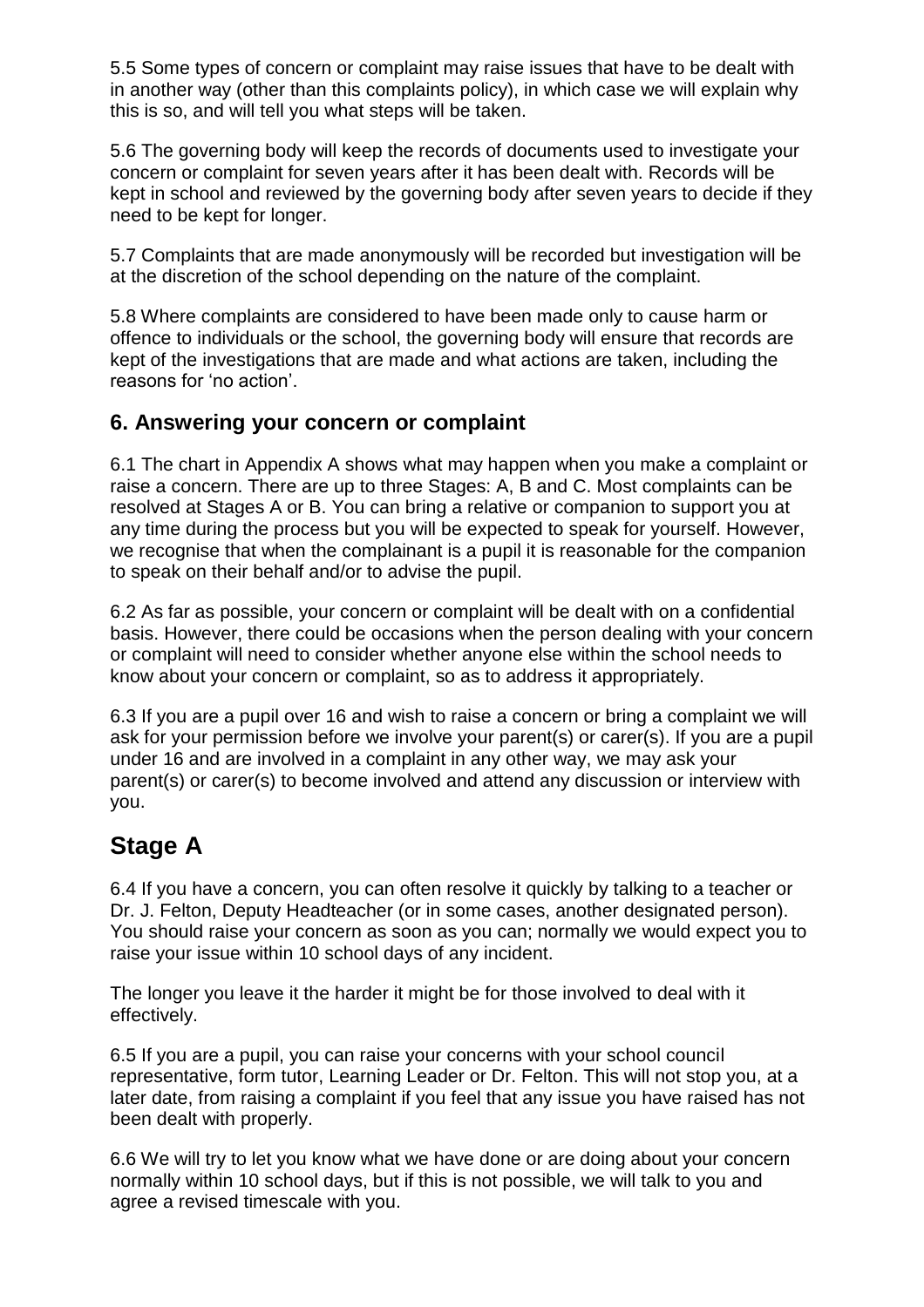5.5 Some types of concern or complaint may raise issues that have to be dealt with in another way (other than this complaints policy), in which case we will explain why this is so, and will tell you what steps will be taken.

5.6 The governing body will keep the records of documents used to investigate your concern or complaint for seven years after it has been dealt with. Records will be kept in school and reviewed by the governing body after seven years to decide if they need to be kept for longer.

5.7 Complaints that are made anonymously will be recorded but investigation will be at the discretion of the school depending on the nature of the complaint.

5.8 Where complaints are considered to have been made only to cause harm or offence to individuals or the school, the governing body will ensure that records are kept of the investigations that are made and what actions are taken, including the reasons for 'no action'.

### 6. Answering your concern or complaint

6.1 The chart in Appendix A shows what may happen when you make a complaint or raise a concern. There are up to three Stages: A, B and C. Most complaints can be resolved at Stages A or B. You can bring a relative or companion to support you at any time during the process but you will be expected to speak for yourself. However, we recognise that when the complainant is a pupil it is reasonable for the companion to speak on their behalf and/or to advise the pupil.

6.2 As far as possible, your concern or complaint will be dealt with on a confidential basis. However, there could be occasions when the person dealing with your concern or complaint will need to consider whether anyone else within the school needs to know about your concern or complaint, so as to address it appropriately.

6.3 If you are a pupil over 16 and wish to raise a concern or bring a complaint we will ask for your permission before we involve your parent(s) or carer(s). If you are a pupil under 16 and are involved in a complaint in any other way, we may ask your parent(s) or carer(s) to become involved and attend any discussion or interview with you.

## Stage A

6.4 If you have a concern, you can often resolve it quickly by talking to a teacher or Dr. J. Felton, Deputy Headteacher (or in some cases, another designated person). You should raise your concern as soon as you can; normally we would expect you to raise your issue within 10 school days of any incident.

The longer you leave it the harder it might be for those involved to deal with it effectively.

6.5 If you are a pupil, you can raise your concerns with your school council representative, form tutor, Learning Leader or Dr. Felton. This will not stop you, at a later date, from raising a complaint if you feel that any issue you have raised has not been dealt with properly.

6.6 We will try to let you know what we have done or are doing about your concern normally within 10 school days, but if this is not possible, we will talk to you and agree a revised timescale with you.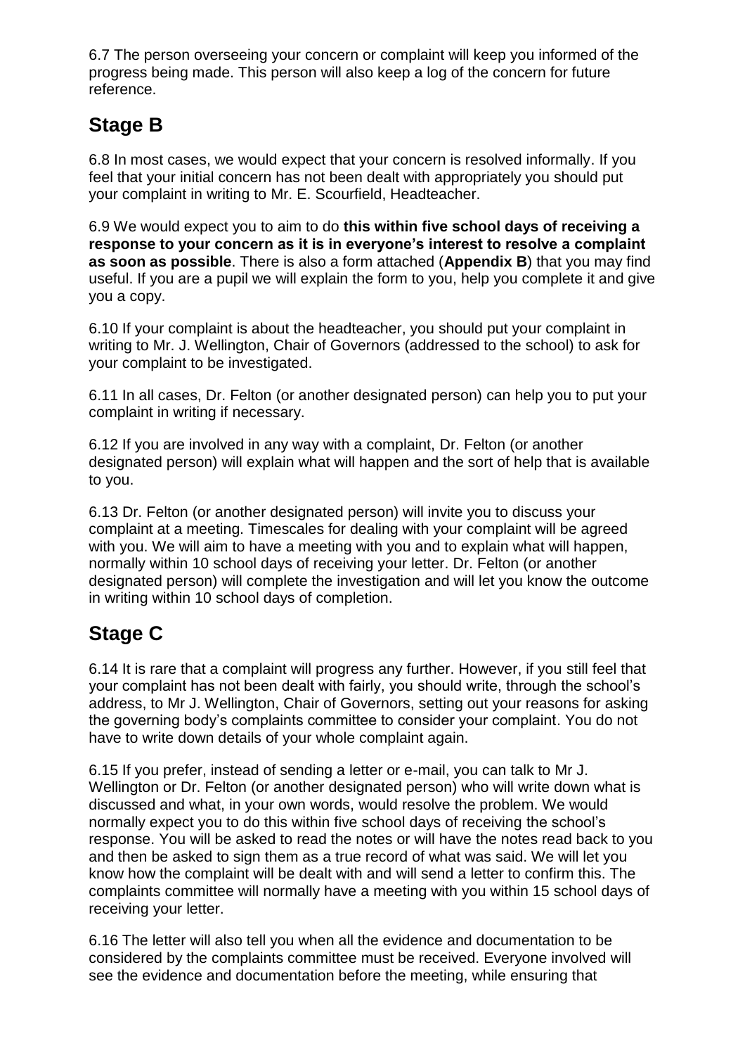6.7 The person overseeing your concern or complaint will keep you informed of the progress being made. This person will also keep a log of the concern for future reference.

## Stage B

6.8 In most cases, we would expect that your concern is resolved informally. If you feel that your initial concern has not been dealt with appropriately you should put your complaint in writing to Mr. E. Scourfield, Headteacher.

6.9 We would expect you to aim to do **this within five school days of receiving a response to your concern as it is in everyone's interest to resolve a complaint as soon as possible**. There is also a form attached (**Appendix B**) that you may find useful. If you are a pupil we will explain the form to you, help you complete it and give you a copy.

6.10 If your complaint is about the headteacher, you should put your complaint in writing to Mr. J. Wellington, Chair of Governors (addressed to the school) to ask for your complaint to be investigated.

6.11 In all cases, Dr. Felton (or another designated person) can help you to put your complaint in writing if necessary.

6.12 If you are involved in any way with a complaint, Dr. Felton (or another designated person) will explain what will happen and the sort of help that is available to you.

6.13 Dr. Felton (or another designated person) will invite you to discuss your complaint at a meeting. Timescales for dealing with your complaint will be agreed with you. We will aim to have a meeting with you and to explain what will happen, normally within 10 school days of receiving your letter. Dr. Felton (or another designated person) will complete the investigation and will let you know the outcome in writing within 10 school days of completion.

## Stage C

6.14 It is rare that a complaint will progress any further. However, if you still feel that your complaint has not been dealt with fairly, you should write, through the school's address, to Mr J. Wellington, Chair of Governors, setting out your reasons for asking the governing body's complaints committee to consider your complaint. You do not have to write down details of your whole complaint again.

6.15 If you prefer, instead of sending a letter or e-mail, you can talk to Mr J. Wellington or Dr. Felton (or another designated person) who will write down what is discussed and what, in your own words, would resolve the problem. We would normally expect you to do this within five school days of receiving the school's response. You will be asked to read the notes or will have the notes read back to you and then be asked to sign them as a true record of what was said. We will let you know how the complaint will be dealt with and will send a letter to confirm this. The complaints committee will normally have a meeting with you within 15 school days of receiving your letter.

6.16 The letter will also tell you when all the evidence and documentation to be considered by the complaints committee must be received. Everyone involved will see the evidence and documentation before the meeting, while ensuring that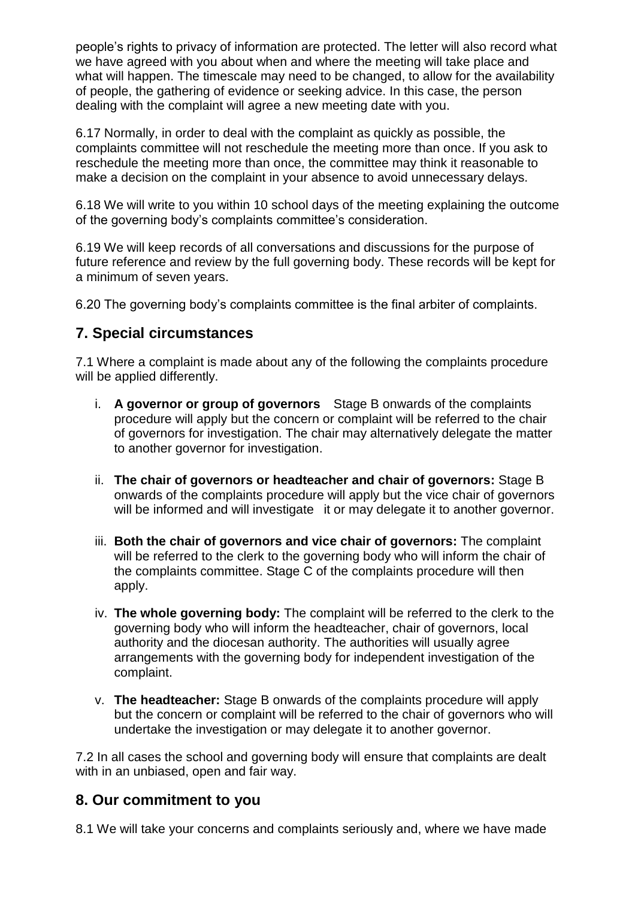people's rights to privacy of information are protected. The letter will also record what we have agreed with you about when and where the meeting will take place and what will happen. The timescale may need to be changed, to allow for the availability of people, the gathering of evidence or seeking advice. In this case, the person dealing with the complaint will agree a new meeting date with you.

6.17 Normally, in order to deal with the complaint as quickly as possible, the complaints committee will not reschedule the meeting more than once. If you ask to reschedule the meeting more than once, the committee may think it reasonable to make a decision on the complaint in your absence to avoid unnecessary delays.

6.18 We will write to you within 10 school days of the meeting explaining the outcome of the governing body's complaints committee's consideration.

6.19 We will keep records of all conversations and discussions for the purpose of future reference and review by the full governing body. These records will be kept for a minimum of seven years.

6.20 The governing body's complaints committee is the final arbiter of complaints.

## 7. Special circumstances

7.1 Where a complaint is made about any of the following the complaints procedure will be applied differently.

i. **A governor or group of governors** Stage B onwards of the complaints procedure will apply but the concern or complaint will be referred to the chair of governors for investigation. The chair may alternatively delegate the matter to another governor for investigation.

ii. **The chair of governors or headteacher and chair of governors:** Stage B onwards of the complaints procedure will apply but the vice chair of governors will be informed and will investigate it or may delegate it to another governor.

iii. **Both the chair of governors and vice chair of governors:** The complaint will be referred to the clerk to the governing body who will inform the chair of the complaints committee. Stage C of the complaints procedure will then apply.

iv. **The whole governing body:** The complaint will be referred to the clerk to the governing body who will inform the headteacher, chair of governors, local authority and the diocesan authority. The authorities will usually agree arrangements with the governing body for independent investigation of the complaint.

v. **The headteacher:** Stage B onwards of the complaints procedure will apply but the concern or complaint will be referred to the chair of governors who will undertake the investigation or may delegate it to another governor.

7.2 In all cases the school and governing body will ensure that complaints are dealt with in an unbiased, open and fair way.

## 8. Our commitment to you

8.1 We will take your concerns and complaints seriously and, where we have made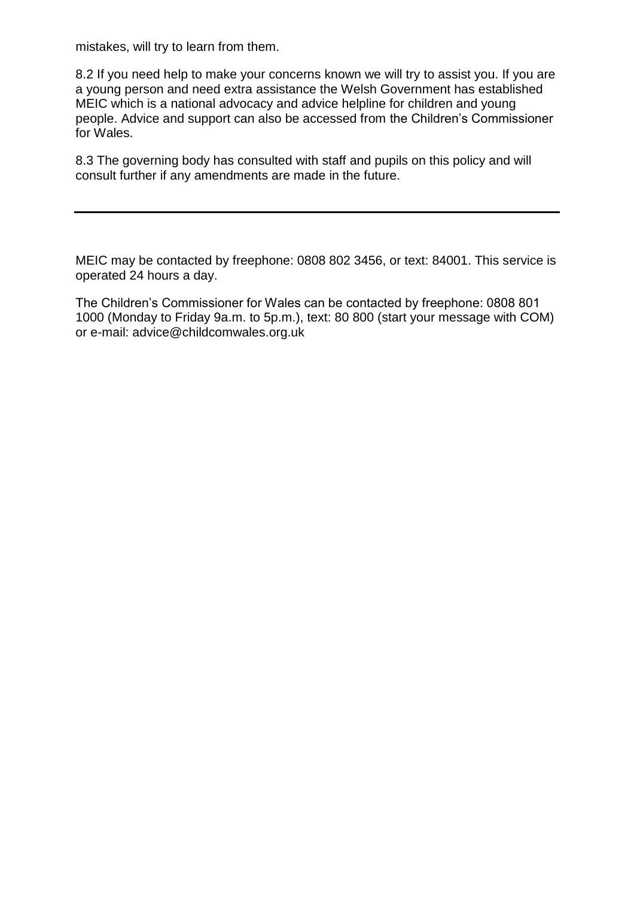mistakes, will try to learn from them.

8.2 If you need help to make your concerns known we will try to assist you. If you are a young person and need extra assistance the Welsh Government has established MEIC which is a national advocacy and advice helpline for children and young people. Advice and support can also be accessed from the Children's Commissioner for Wales.

8.3 The governing body has consulted with staff and pupils on this policy and will consult further if any amendments are made in the future.

---

MEIC may be contacted by freephone: 0808 802 3456, or text: 84001. This service is operated 24 hours a day.

The Children's Commissioner for Wales can be contacted by freephone: 0808 801 1000 (Monday to Friday 9a.m. to 5p.m.), text: 80 800 (start your message with COM) or e-mail: advice@childcomwales.org.uk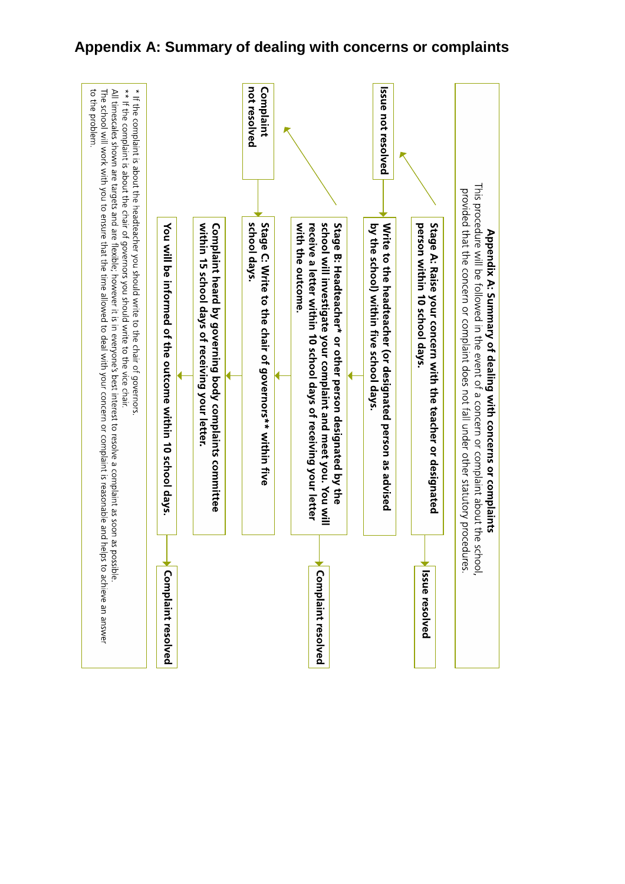# Appendix A: Summary of dealing with concerns or complaints

**Appendix A: Summary of dealing with concerns or complaints**

This procedure will be followed in the event of a concern or complaint about the school, provided that the concern or complaint does not fall under other statutory procedures.

**Stage A: Raise your concern with the teacher or designated person within 10 school days.**

→ **Issue resolved**

→ **Issue not resolved**

**Write to the headteacher (or designated person as advised by the school) within five school days.**

**Stage B: Headteacher* or other person designated by the school will investigate your complaint and meet you. You will receive a letter within 10 school days of receiving your letter with the outcome.**

→ **Complaint resolved**

→ **Complaint not resolved**

**Stage C: Write to the chair of governors** within five school days.**

**Complaint heard by governing body complaints committee within 15 school days of receiving your letter.**

**You will be informed of the outcome within 10 school days.**

→ **Complaint resolved**

\* If the complaint is about the headteacher you should write to the chair of governors.
** If the complaint is about the chair of governors you should write to the vice chair.
All timescales shown are targets and are flexible, however it is in everyone's best interest to resolve a complaint as soon as possible.
The school will work with you to ensure that the time allowed to deal with your concern or complaint is reasonable and helps to achieve an answer to the problem.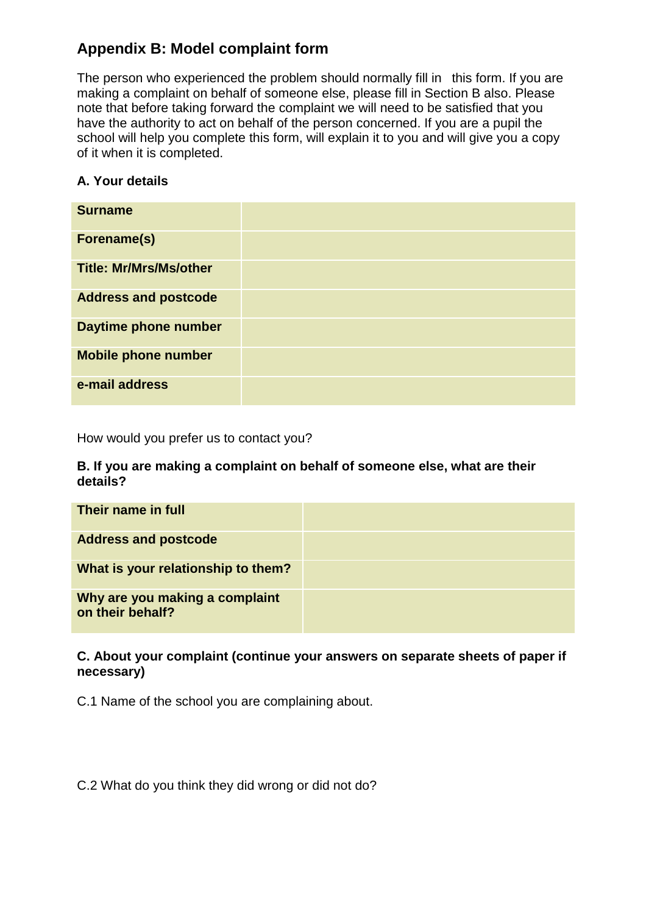## Appendix B: Model complaint form

The person who experienced the problem should normally fill in this form. If you are making a complaint on behalf of someone else, please fill in Section B also. Please note that before taking forward the complaint we will need to be satisfied that you have the authority to act on behalf of the person concerned. If you are a pupil the school will help you complete this form, will explain it to you and will give you a copy of it when it is completed.

### A. Your details

| | |
|---|---|
| **Surname** | |
| **Forename(s)** | |
| **Title: Mr/Mrs/Ms/other** | |
| **Address and postcode** | |
| **Daytime phone number** | |
| **Mobile phone number** | |
| **e-mail address** | |

How would you prefer us to contact you?

### B. If you are making a complaint on behalf of someone else, what are their details?

| | |
|---|---|
| **Their name in full** | |
| **Address and postcode** | |
| **What is your relationship to them?** | |
| **Why are you making a complaint on their behalf?** | |

### C. About your complaint (continue your answers on separate sheets of paper if necessary)

C.1 Name of the school you are complaining about.

C.2 What do you think they did wrong or did not do?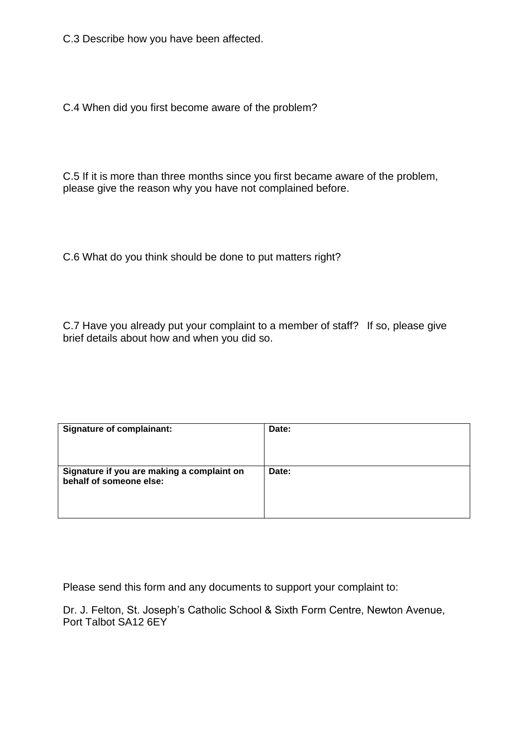C.3 Describe how you have been affected.

C.4 When did you first become aware of the problem?

C.5 If it is more than three months since you first became aware of the problem, please give the reason why you have not complained before.

C.6 What do you think should be done to put matters right?

C.7 Have you already put your complaint to a member of staff? If so, please give brief details about how and when you did so.

| | |
|---|---|
| **Signature of complainant:** | **Date:** |
| **Signature if you are making a complaint on behalf of someone else:** | **Date:** |

Please send this form and any documents to support your complaint to:

Dr. J. Felton, St. Joseph's Catholic School & Sixth Form Centre, Newton Avenue, Port Talbot SA12 6EY